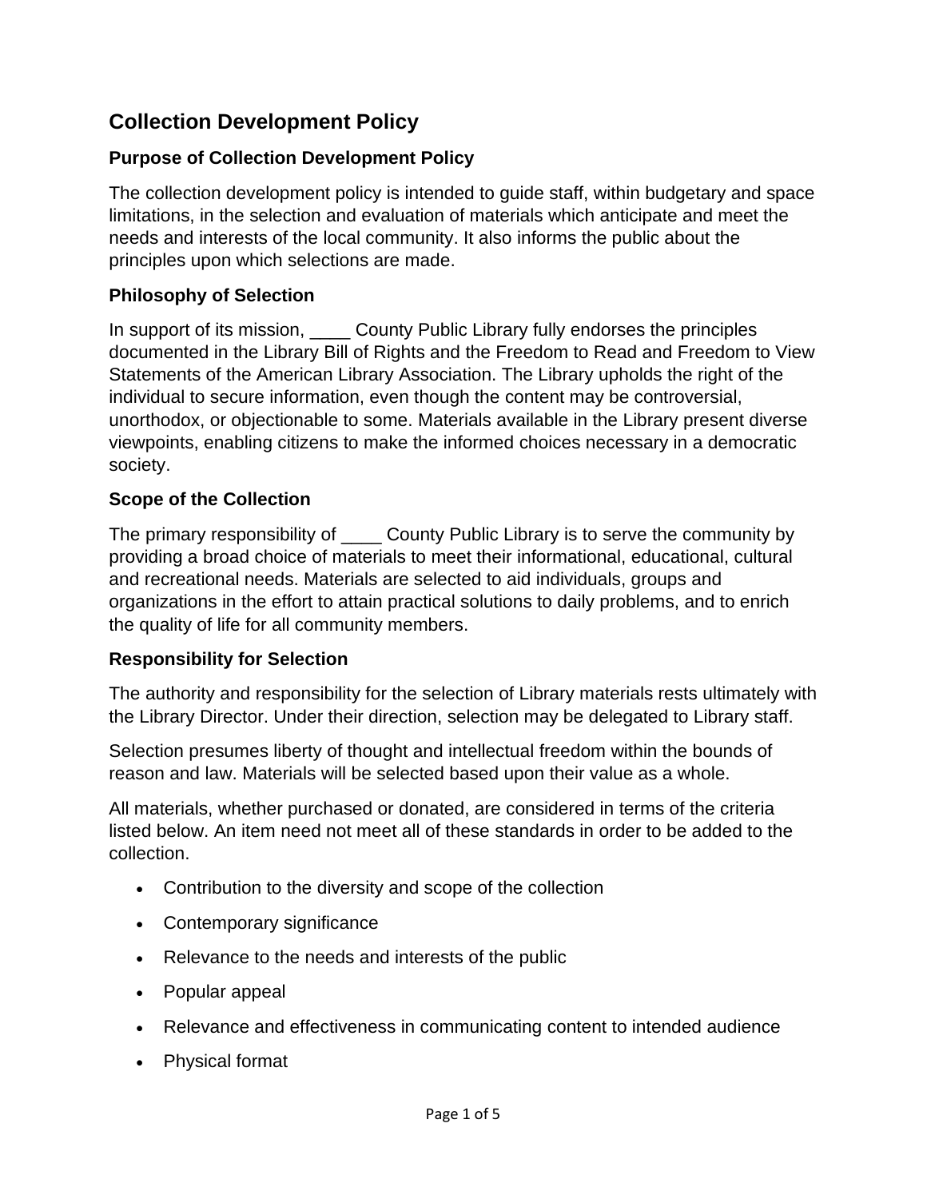# Collection Development Policy

## Purpose of Collection Development Policy

The collection development policy is intended to guide staff, within budgetary and space limitations, in the selection and evaluation of materials which anticipate and meet the needs and interests of the local community. It also informs the public about the principles upon which selections are made.

## Philosophy of Selection

In support of its mission, ____ County Public Library fully endorses the principles documented in the Library Bill of Rights and the Freedom to Read and Freedom to View Statements of the American Library Association. The Library upholds the right of the individual to secure information, even though the content may be controversial, unorthodox, or objectionable to some. Materials available in the Library present diverse viewpoints, enabling citizens to make the informed choices necessary in a democratic society.

## Scope of the Collection

The primary responsibility of ____ County Public Library is to serve the community by providing a broad choice of materials to meet their informational, educational, cultural and recreational needs. Materials are selected to aid individuals, groups and organizations in the effort to attain practical solutions to daily problems, and to enrich the quality of life for all community members.

## Responsibility for Selection

The authority and responsibility for the selection of Library materials rests ultimately with the Library Director. Under their direction, selection may be delegated to Library staff.

Selection presumes liberty of thought and intellectual freedom within the bounds of reason and law. Materials will be selected based upon their value as a whole.

All materials, whether purchased or donated, are considered in terms of the criteria listed below. An item need not meet all of these standards in order to be added to the collection.

- Contribution to the diversity and scope of the collection
- Contemporary significance
- Relevance to the needs and interests of the public
- Popular appeal
- Relevance and effectiveness in communicating content to intended audience
- Physical format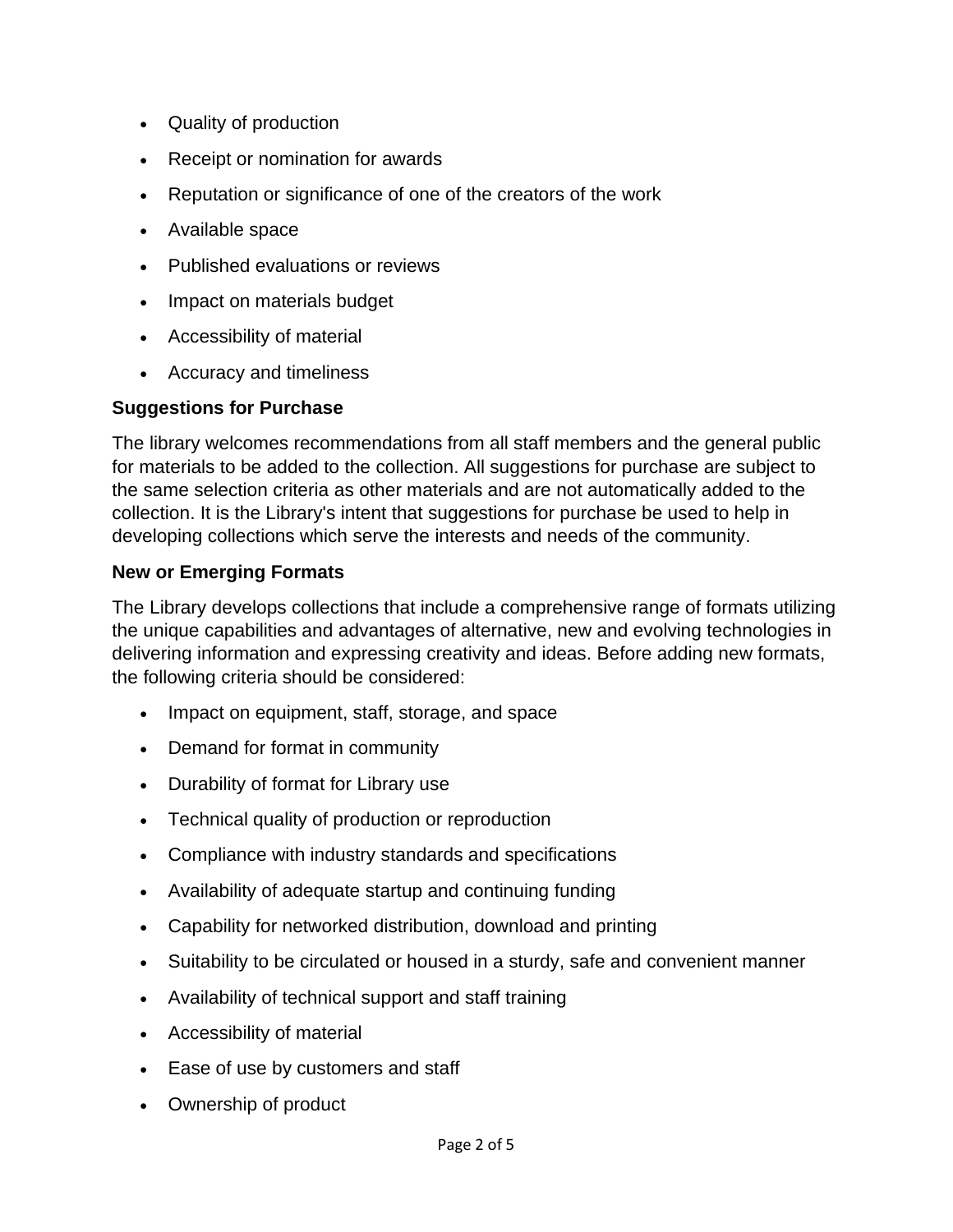- Quality of production
- Receipt or nomination for awards
- Reputation or significance of one of the creators of the work
- Available space
- Published evaluations or reviews
- Impact on materials budget
- Accessibility of material
- Accuracy and timeliness

### Suggestions for Purchase

The library welcomes recommendations from all staff members and the general public for materials to be added to the collection. All suggestions for purchase are subject to the same selection criteria as other materials and are not automatically added to the collection. It is the Library's intent that suggestions for purchase be used to help in developing collections which serve the interests and needs of the community.

### New or Emerging Formats

The Library develops collections that include a comprehensive range of formats utilizing the unique capabilities and advantages of alternative, new and evolving technologies in delivering information and expressing creativity and ideas. Before adding new formats, the following criteria should be considered:

- Impact on equipment, staff, storage, and space
- Demand for format in community
- Durability of format for Library use
- Technical quality of production or reproduction
- Compliance with industry standards and specifications
- Availability of adequate startup and continuing funding
- Capability for networked distribution, download and printing
- Suitability to be circulated or housed in a sturdy, safe and convenient manner
- Availability of technical support and staff training
- Accessibility of material
- Ease of use by customers and staff
- Ownership of product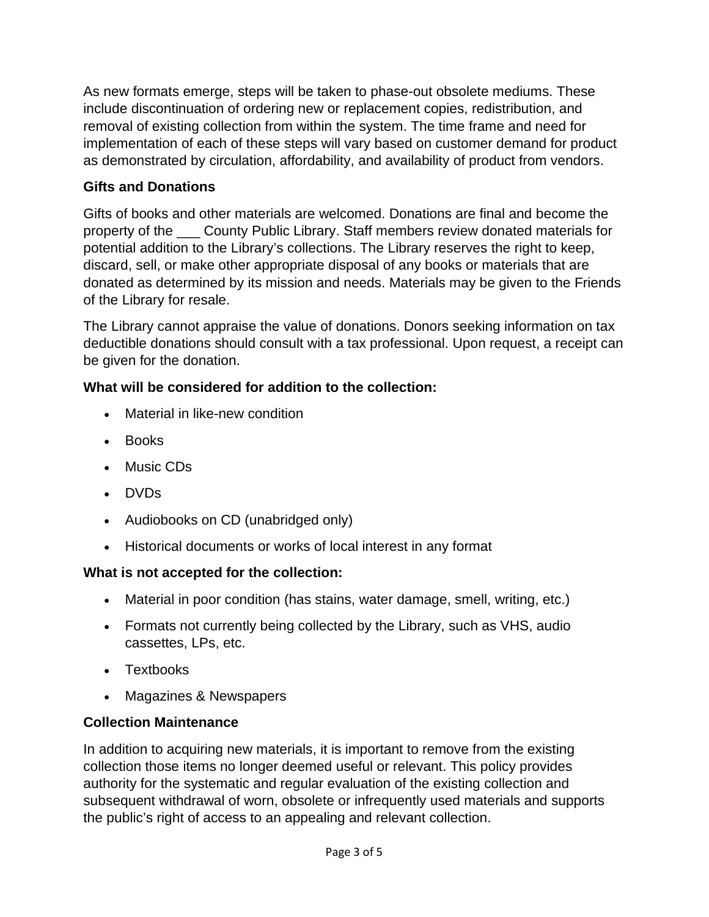As new formats emerge, steps will be taken to phase-out obsolete mediums. These include discontinuation of ordering new or replacement copies, redistribution, and removal of existing collection from within the system. The time frame and need for implementation of each of these steps will vary based on customer demand for product as demonstrated by circulation, affordability, and availability of product from vendors.

### Gifts and Donations

Gifts of books and other materials are welcomed. Donations are final and become the property of the ___ County Public Library. Staff members review donated materials for potential addition to the Library's collections. The Library reserves the right to keep, discard, sell, or make other appropriate disposal of any books or materials that are donated as determined by its mission and needs. Materials may be given to the Friends of the Library for resale.

The Library cannot appraise the value of donations. Donors seeking information on tax deductible donations should consult with a tax professional. Upon request, a receipt can be given for the donation.

### What will be considered for addition to the collection:

- Material in like-new condition
- Books
- Music CDs
- DVDs
- Audiobooks on CD (unabridged only)
- Historical documents or works of local interest in any format

### What is not accepted for the collection:

- Material in poor condition (has stains, water damage, smell, writing, etc.)
- Formats not currently being collected by the Library, such as VHS, audio cassettes, LPs, etc.
- Textbooks
- Magazines & Newspapers

### Collection Maintenance

In addition to acquiring new materials, it is important to remove from the existing collection those items no longer deemed useful or relevant. This policy provides authority for the systematic and regular evaluation of the existing collection and subsequent withdrawal of worn, obsolete or infrequently used materials and supports the public's right of access to an appealing and relevant collection.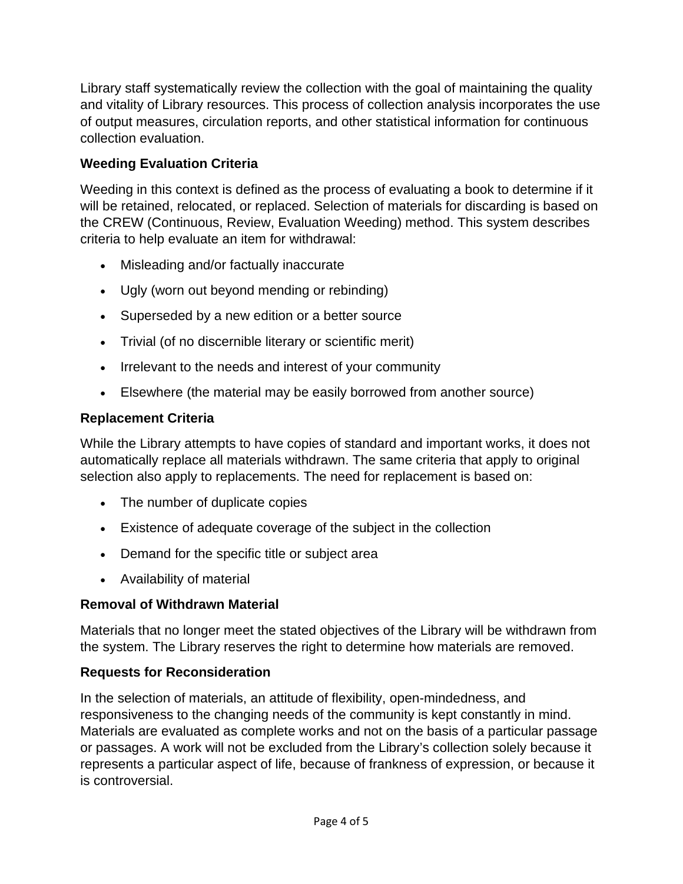Library staff systematically review the collection with the goal of maintaining the quality and vitality of Library resources. This process of collection analysis incorporates the use of output measures, circulation reports, and other statistical information for continuous collection evaluation.

### Weeding Evaluation Criteria

Weeding in this context is defined as the process of evaluating a book to determine if it will be retained, relocated, or replaced. Selection of materials for discarding is based on the CREW (Continuous, Review, Evaluation Weeding) method. This system describes criteria to help evaluate an item for withdrawal:

- Misleading and/or factually inaccurate
- Ugly (worn out beyond mending or rebinding)
- Superseded by a new edition or a better source
- Trivial (of no discernible literary or scientific merit)
- Irrelevant to the needs and interest of your community
- Elsewhere (the material may be easily borrowed from another source)

### Replacement Criteria

While the Library attempts to have copies of standard and important works, it does not automatically replace all materials withdrawn. The same criteria that apply to original selection also apply to replacements. The need for replacement is based on:

- The number of duplicate copies
- Existence of adequate coverage of the subject in the collection
- Demand for the specific title or subject area
- Availability of material

### Removal of Withdrawn Material

Materials that no longer meet the stated objectives of the Library will be withdrawn from the system. The Library reserves the right to determine how materials are removed.

### Requests for Reconsideration

In the selection of materials, an attitude of flexibility, open-mindedness, and responsiveness to the changing needs of the community is kept constantly in mind. Materials are evaluated as complete works and not on the basis of a particular passage or passages. A work will not be excluded from the Library's collection solely because it represents a particular aspect of life, because of frankness of expression, or because it is controversial.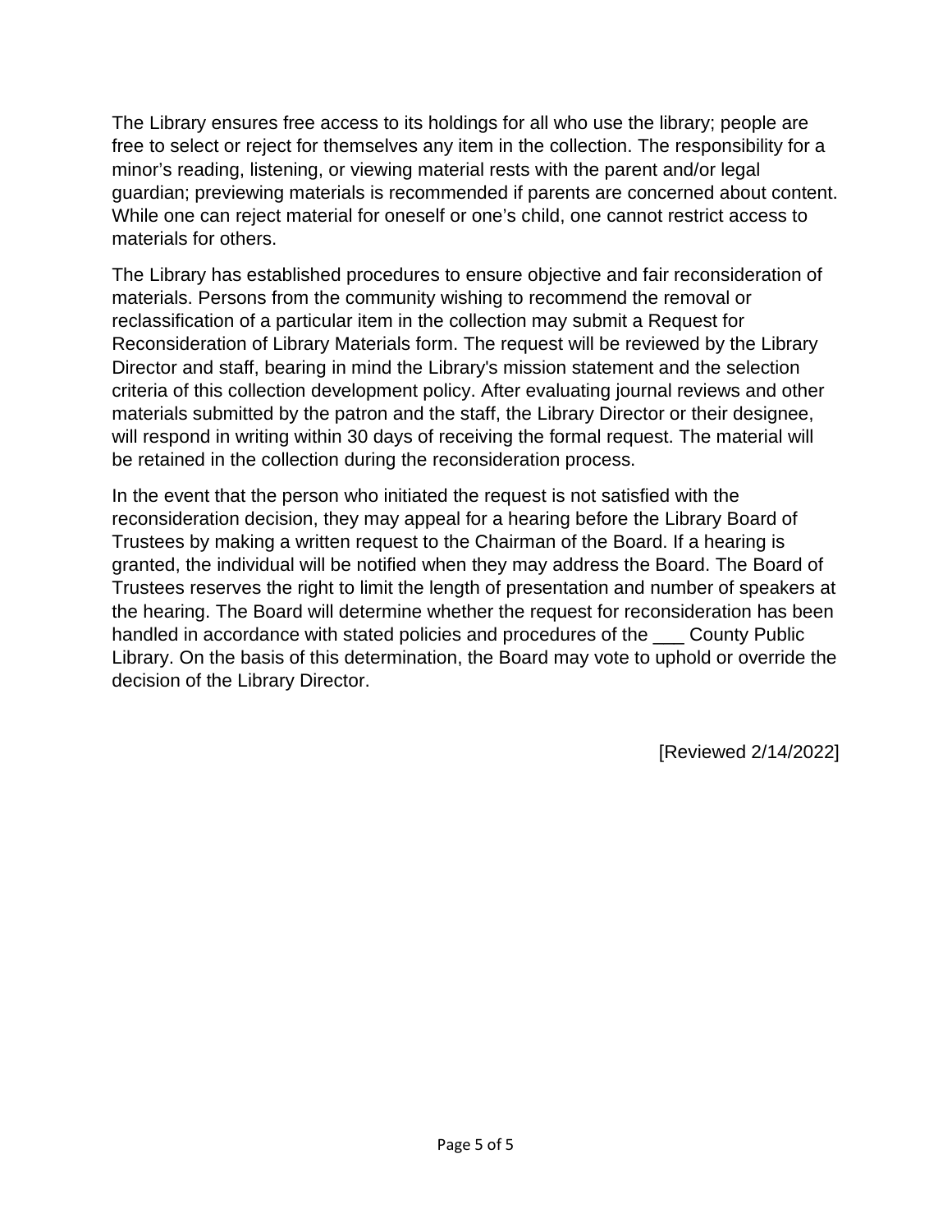The Library ensures free access to its holdings for all who use the library; people are free to select or reject for themselves any item in the collection. The responsibility for a minor's reading, listening, or viewing material rests with the parent and/or legal guardian; previewing materials is recommended if parents are concerned about content. While one can reject material for oneself or one's child, one cannot restrict access to materials for others.

The Library has established procedures to ensure objective and fair reconsideration of materials. Persons from the community wishing to recommend the removal or reclassification of a particular item in the collection may submit a Request for Reconsideration of Library Materials form. The request will be reviewed by the Library Director and staff, bearing in mind the Library's mission statement and the selection criteria of this collection development policy. After evaluating journal reviews and other materials submitted by the patron and the staff, the Library Director or their designee, will respond in writing within 30 days of receiving the formal request. The material will be retained in the collection during the reconsideration process.

In the event that the person who initiated the request is not satisfied with the reconsideration decision, they may appeal for a hearing before the Library Board of Trustees by making a written request to the Chairman of the Board. If a hearing is granted, the individual will be notified when they may address the Board. The Board of Trustees reserves the right to limit the length of presentation and number of speakers at the hearing. The Board will determine whether the request for reconsideration has been handled in accordance with stated policies and procedures of the ___ County Public Library. On the basis of this determination, the Board may vote to uphold or override the decision of the Library Director.

[Reviewed 2/14/2022]